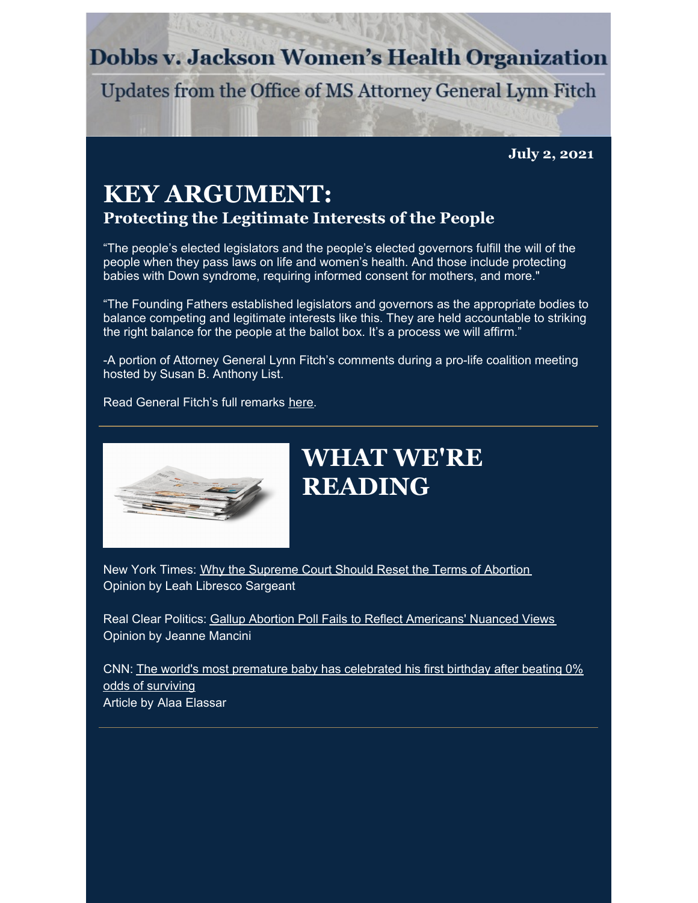# Dobbs v. Jackson Women's Health Organization

Updates from the Office of MS Attorney General Lynn Fitch

**July 2, 2021**

## KEY ARGUMENT:

### Protecting the Legitimate Interests of the People

"The people's elected legislators and the people's elected governors fulfill the will of the people when they pass laws on life and women's health. And those include protecting babies with Down syndrome, requiring informed consent for mothers, and more."

"The Founding Fathers established legislators and governors as the appropriate bodies to balance competing and legitimate interests like this. They are held accountable to striking the right balance for the people at the ballot box. It's a process we will affirm."

-A portion of Attorney General Lynn Fitch's comments during a pro-life coalition meeting hosted by Susan B. Anthony List.

Read General Fitch's full remarks here.

---

## WHAT WE'RE READING

New York Times: Why the Supreme Court Should Reset the Terms of Abortion
Opinion by Leah Libresco Sargeant

Real Clear Politics: Gallup Abortion Poll Fails to Reflect Americans' Nuanced Views
Opinion by Jeanne Mancini

CNN: The world's most premature baby has celebrated his first birthday after beating 0% odds of surviving
Article by Alaa Elassar

---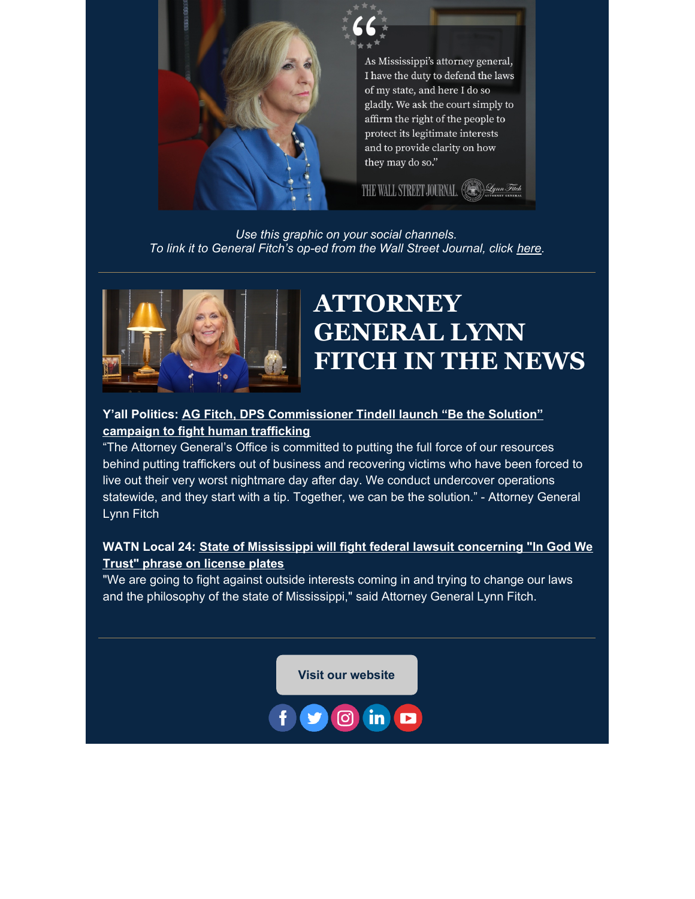As Mississippi's attorney general, I have the duty to defend the laws of my state, and here I do so gladly. We ask the court simply to affirm the right of the people to protect its legitimate interests and to provide clarity on how they may do so."

THE WALL STREET JOURNAL. Lynn Fitch ATTORNEY GENERAL

*Use this graphic on your social channels.*
*To link it to General Fitch's op-ed from the Wall Street Journal, click here.*

---

# ATTORNEY GENERAL LYNN FITCH IN THE NEWS

**Y'all Politics: AG Fitch, DPS Commissioner Tindell launch "Be the Solution" campaign to fight human trafficking**

"The Attorney General's Office is committed to putting the full force of our resources behind putting traffickers out of business and recovering victims who have been forced to live out their very worst nightmare day after day. We conduct undercover operations statewide, and they start with a tip. Together, we can be the solution." - Attorney General Lynn Fitch

**WATN Local 24: State of Mississippi will fight federal lawsuit concerning "In God We Trust" phrase on license plates**

"We are going to fight against outside interests coming in and trying to change our laws and the philosophy of the state of Mississippi," said Attorney General Lynn Fitch.

---

**Visit our website**